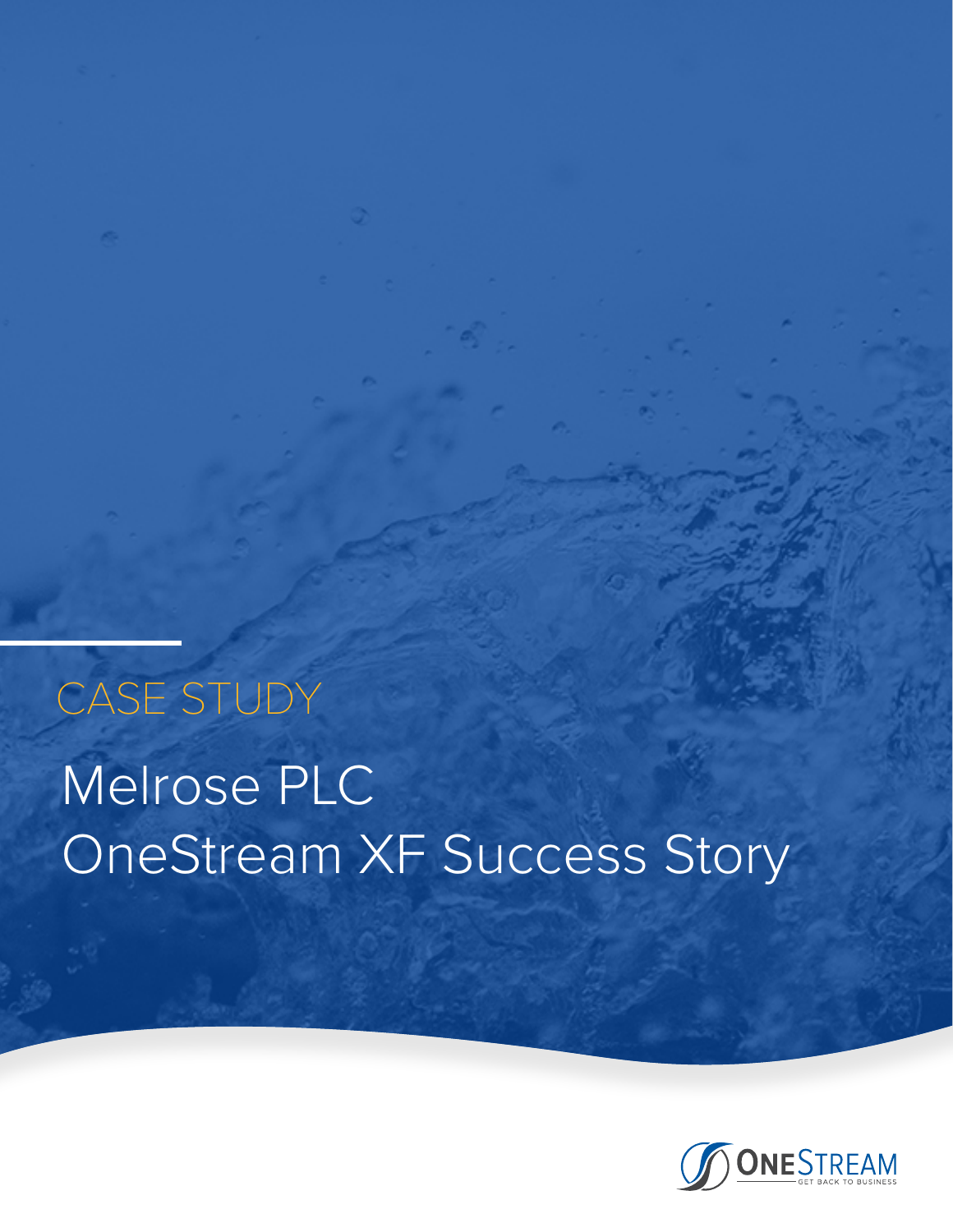CASE STUDY

# Melrose PLC
# OneStream XF Success Story

ONESTREAM
GET BACK TO BUSINESS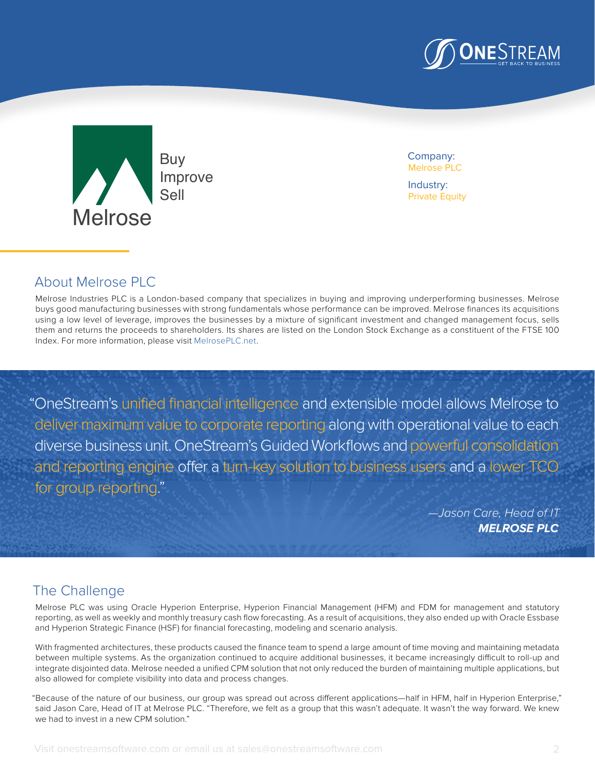Melrose

Buy
Improve
Sell

Company:
Melrose PLC

Industry:
Private Equity

## About Melrose PLC

Melrose Industries PLC is a London-based company that specializes in buying and improving underperforming businesses. Melrose buys good manufacturing businesses with strong fundamentals whose performance can be improved. Melrose finances its acquisitions using a low level of leverage, improves the businesses by a mixture of significant investment and changed management focus, sells them and returns the proceeds to shareholders. Its shares are listed on the London Stock Exchange as a constituent of the FTSE 100 Index. For more information, please visit MelrosePLC.net.

> "OneStream's unified financial intelligence and extensible model allows Melrose to deliver maximum value to corporate reporting along with operational value to each diverse business unit. OneStream's Guided Workflows and powerful consolidation and reporting engine offer a turn-key solution to business users and a lower TCO for group reporting."
>
> *—Jason Care, Head of IT*
> ***MELROSE PLC***

## The Challenge

Melrose PLC was using Oracle Hyperion Enterprise, Hyperion Financial Management (HFM) and FDM for management and statutory reporting, as well as weekly and monthly treasury cash flow forecasting. As a result of acquisitions, they also ended up with Oracle Essbase and Hyperion Strategic Finance (HSF) for financial forecasting, modeling and scenario analysis.

With fragmented architectures, these products caused the finance team to spend a large amount of time moving and maintaining metadata between multiple systems. As the organization continued to acquire additional businesses, it became increasingly difficult to roll-up and integrate disjointed data. Melrose needed a unified CPM solution that not only reduced the burden of maintaining multiple applications, but also allowed for complete visibility into data and process changes.

"Because of the nature of our business, our group was spread out across different applications—half in HFM, half in Hyperion Enterprise," said Jason Care, Head of IT at Melrose PLC. "Therefore, we felt as a group that this wasn't adequate. It wasn't the way forward. We knew we had to invest in a new CPM solution."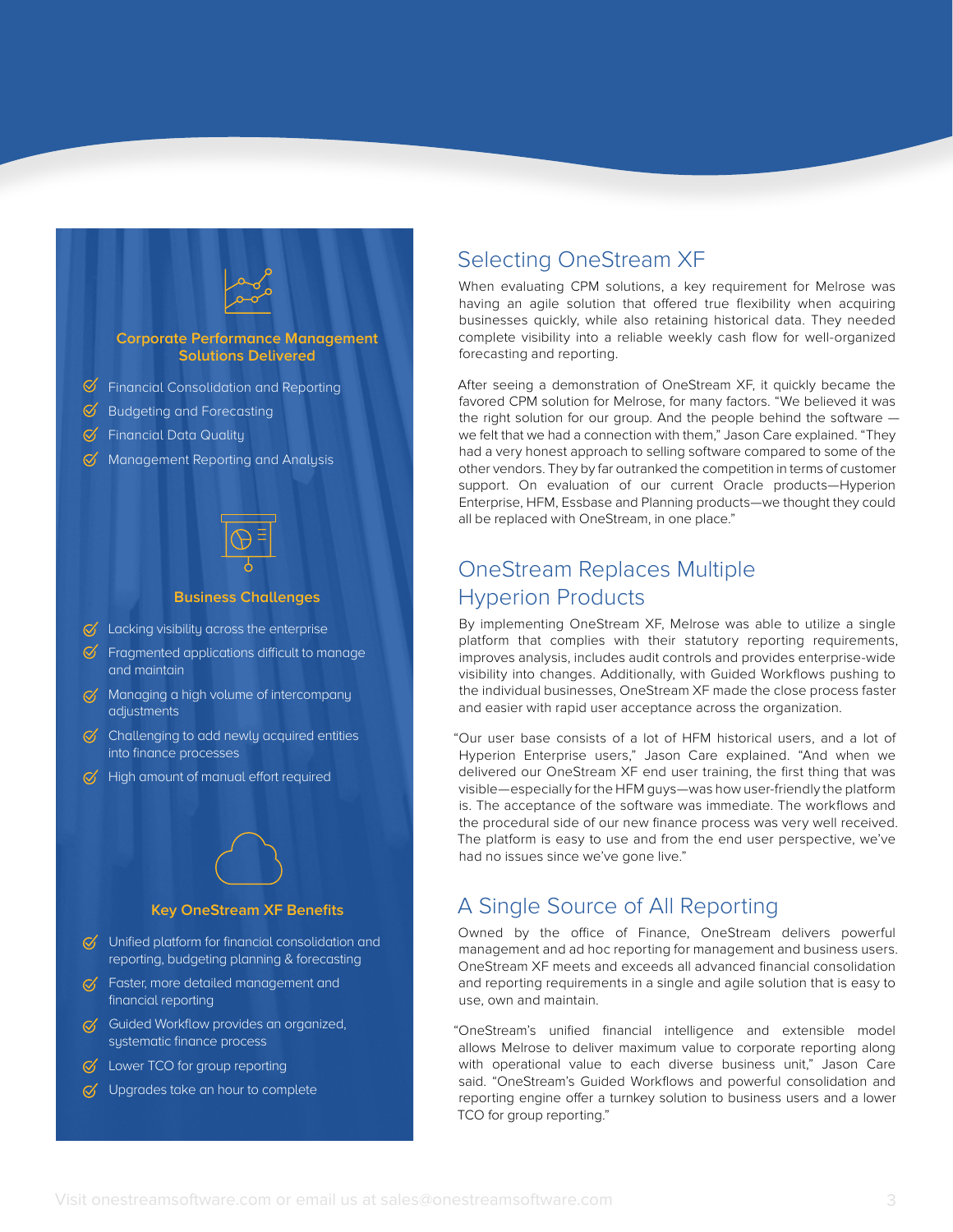### Corporate Performance Management Solutions Delivered

- Financial Consolidation and Reporting
- Budgeting and Forecasting
- Financial Data Quality
- Management Reporting and Analysis

### Business Challenges

- Lacking visibility across the enterprise
- Fragmented applications difficult to manage and maintain
- Managing a high volume of intercompany adjustments
- Challenging to add newly acquired entities into finance processes
- High amount of manual effort required

### Key OneStream XF Benefits

- Unified platform for financial consolidation and reporting, budgeting planning & forecasting
- Faster, more detailed management and financial reporting
- Guided Workflow provides an organized, systematic finance process
- Lower TCO for group reporting
- Upgrades take an hour to complete

## Selecting OneStream XF

When evaluating CPM solutions, a key requirement for Melrose was having an agile solution that offered true flexibility when acquiring businesses quickly, while also retaining historical data. They needed complete visibility into a reliable weekly cash flow for well-organized forecasting and reporting.

After seeing a demonstration of OneStream XF, it quickly became the favored CPM solution for Melrose, for many factors. "We believed it was the right solution for our group. And the people behind the software — we felt that we had a connection with them," Jason Care explained. "They had a very honest approach to selling software compared to some of the other vendors. They by far outranked the competition in terms of customer support. On evaluation of our current Oracle products—Hyperion Enterprise, HFM, Essbase and Planning products—we thought they could all be replaced with OneStream, in one place."

## OneStream Replaces Multiple Hyperion Products

By implementing OneStream XF, Melrose was able to utilize a single platform that complies with their statutory reporting requirements, improves analysis, includes audit controls and provides enterprise-wide visibility into changes. Additionally, with Guided Workflows pushing to the individual businesses, OneStream XF made the close process faster and easier with rapid user acceptance across the organization.

"Our user base consists of a lot of HFM historical users, and a lot of Hyperion Enterprise users," Jason Care explained. "And when we delivered our OneStream XF end user training, the first thing that was visible—especially for the HFM guys—was how user-friendly the platform is. The acceptance of the software was immediate. The workflows and the procedural side of our new finance process was very well received. The platform is easy to use and from the end user perspective, we've had no issues since we've gone live."

## A Single Source of All Reporting

Owned by the office of Finance, OneStream delivers powerful management and ad hoc reporting for management and business users. OneStream XF meets and exceeds all advanced financial consolidation and reporting requirements in a single and agile solution that is easy to use, own and maintain.

"OneStream's unified financial intelligence and extensible model allows Melrose to deliver maximum value to corporate reporting along with operational value to each diverse business unit," Jason Care said. "OneStream's Guided Workflows and powerful consolidation and reporting engine offer a turnkey solution to business users and a lower TCO for group reporting."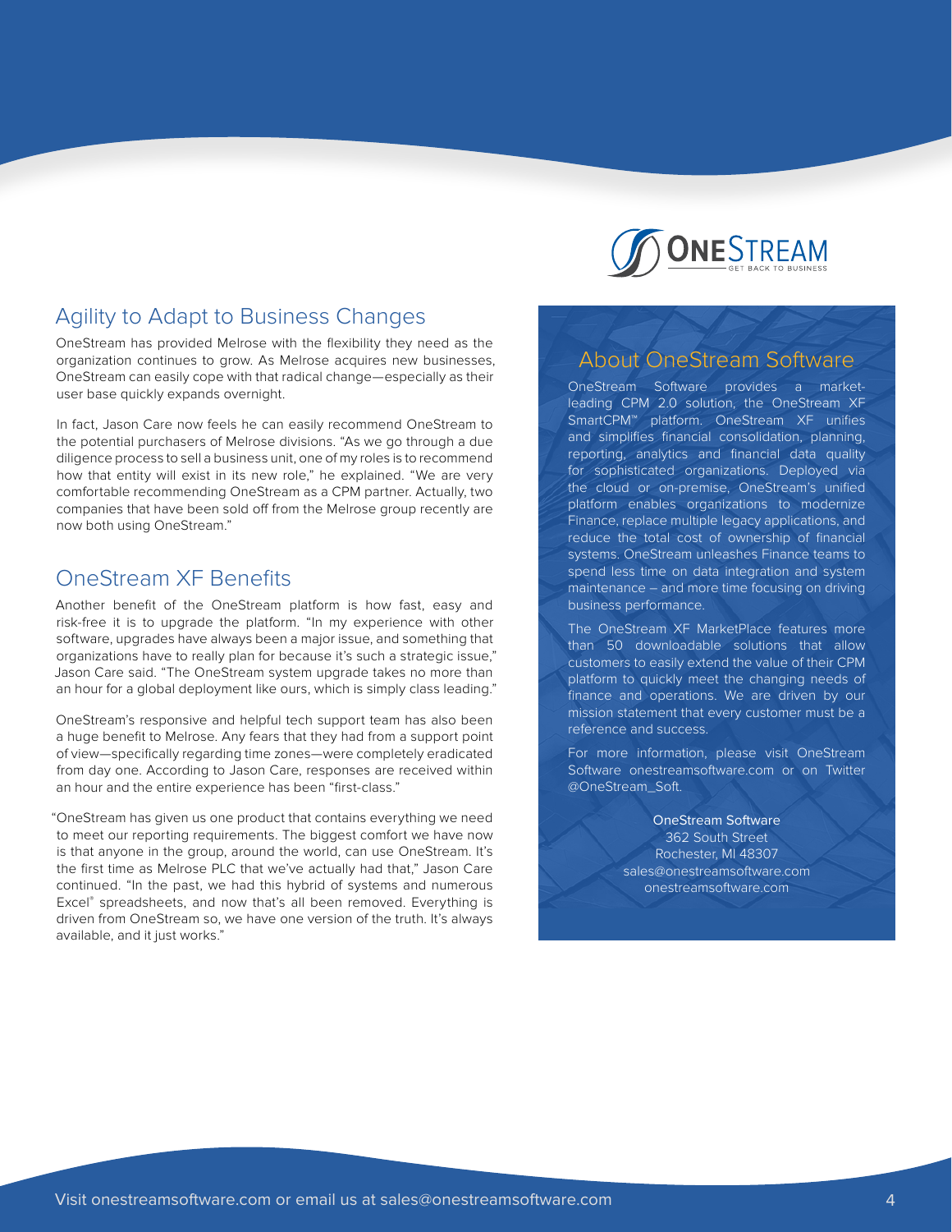## Agility to Adapt to Business Changes

OneStream has provided Melrose with the flexibility they need as the organization continues to grow. As Melrose acquires new businesses, OneStream can easily cope with that radical change—especially as their user base quickly expands overnight.

In fact, Jason Care now feels he can easily recommend OneStream to the potential purchasers of Melrose divisions. "As we go through a due diligence process to sell a business unit, one of my roles is to recommend how that entity will exist in its new role," he explained. "We are very comfortable recommending OneStream as a CPM partner. Actually, two companies that have been sold off from the Melrose group recently are now both using OneStream."

## OneStream XF Benefits

Another benefit of the OneStream platform is how fast, easy and risk-free it is to upgrade the platform. "In my experience with other software, upgrades have always been a major issue, and something that organizations have to really plan for because it's such a strategic issue," Jason Care said. "The OneStream system upgrade takes no more than an hour for a global deployment like ours, which is simply class leading."

OneStream's responsive and helpful tech support team has also been a huge benefit to Melrose. Any fears that they had from a support point of view—specifically regarding time zones—were completely eradicated from day one. According to Jason Care, responses are received within an hour and the entire experience has been "first-class."

"OneStream has given us one product that contains everything we need to meet our reporting requirements. The biggest comfort we have now is that anyone in the group, around the world, can use OneStream. It's the first time as Melrose PLC that we've actually had that," Jason Care continued. "In the past, we had this hybrid of systems and numerous Excel® spreadsheets, and now that's all been removed. Everything is driven from OneStream so, we have one version of the truth. It's always available, and it just works."

ONESTREAM GET BACK TO BUSINESS

## About OneStream Software

OneStream Software provides a market-leading CPM 2.0 solution, the OneStream XF SmartCPM™ platform. OneStream XF unifies and simplifies financial consolidation, planning, reporting, analytics and financial data quality for sophisticated organizations. Deployed via the cloud or on-premise, OneStream's unified platform enables organizations to modernize Finance, replace multiple legacy applications, and reduce the total cost of ownership of financial systems. OneStream unleashes Finance teams to spend less time on data integration and system maintenance – and more time focusing on driving business performance.

The OneStream XF MarketPlace features more than 50 downloadable solutions that allow customers to easily extend the value of their CPM platform to quickly meet the changing needs of finance and operations. We are driven by our mission statement that every customer must be a reference and success.

For more information, please visit OneStream Software onestreamsoftware.com or on Twitter @OneStream_Soft.

OneStream Software
362 South Street
Rochester, MI 48307
sales@onestreamsoftware.com
onestreamsoftware.com

Visit onestreamsoftware.com or email us at sales@onestreamsoftware.com